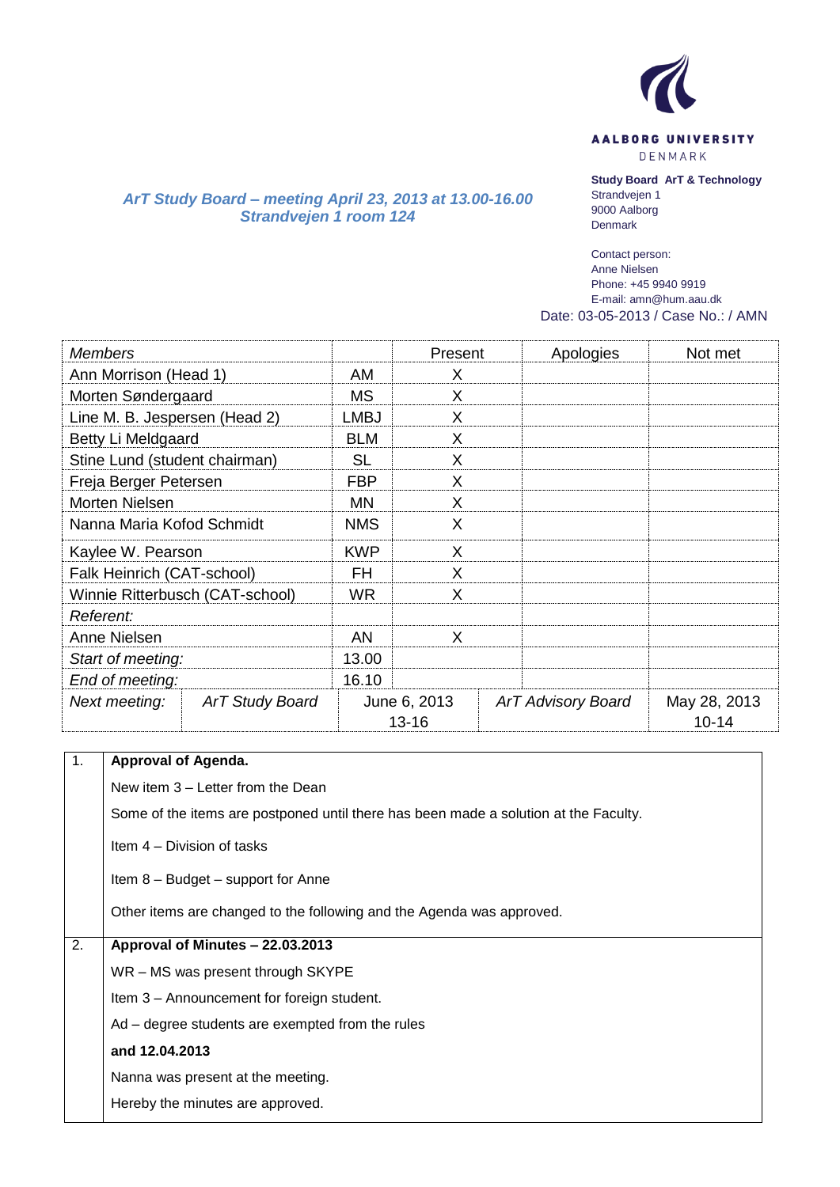AALBORG UNIVERSITY
DENMARK

**Study Board ArT & Technology**
Strandvejen 1
9000 Aalborg
Denmark

Contact person:
Anne Nielsen
Phone: +45 9940 9919
E-mail: amn@hum.aau.dk

Date: 03-05-2013 / Case No.: / AMN

## *ArT Study Board – meeting April 23, 2013 at 13.00-16.00 Strandvejen 1 room 124*

| *Members* | | Present | Apologies | Not met |
|---|---|---|---|---|
| Ann Morrison (Head 1) | AM | X | | |
| Morten Søndergaard | MS | X | | |
| Line M. B. Jespersen (Head 2) | LMBJ | X | | |
| Betty Li Meldgaard | BLM | X | | |
| Stine Lund (student chairman) | SL | X | | |
| Freja Berger Petersen | FBP | X | | |
| Morten Nielsen | MN | X | | |
| Nanna Maria Kofod Schmidt | NMS | X | | |
| Kaylee W. Pearson | KWP | X | | |
| Falk Heinrich (CAT-school) | FH | X | | |
| Winnie Ritterbusch (CAT-school) | WR | X | | |
| *Referent:* | | | | |
| Anne Nielsen | AN | X | | |
| *Start of meeting:* | 13.00 | | | |
| *End of meeting:* | 16.10 | | | |
| *Next meeting:* *ArT Study Board* | June 6, 2013 13-16 | | *ArT Advisory Board* | May 28, 2013 10-14 |

| | |
|---|---|
| 1. | **Approval of Agenda.**<br>New item 3 – Letter from the Dean<br>Some of the items are postponed until there has been made a solution at the Faculty.<br>Item 4 – Division of tasks<br>Item 8 – Budget – support for Anne<br>Other items are changed to the following and the Agenda was approved. |
| 2. | **Approval of Minutes – 22.03.2013**<br>WR – MS was present through SKYPE<br>Item 3 – Announcement for foreign student.<br>Ad – degree students are exempted from the rules<br>**and 12.04.2013**<br>Nanna was present at the meeting.<br>Hereby the minutes are approved. |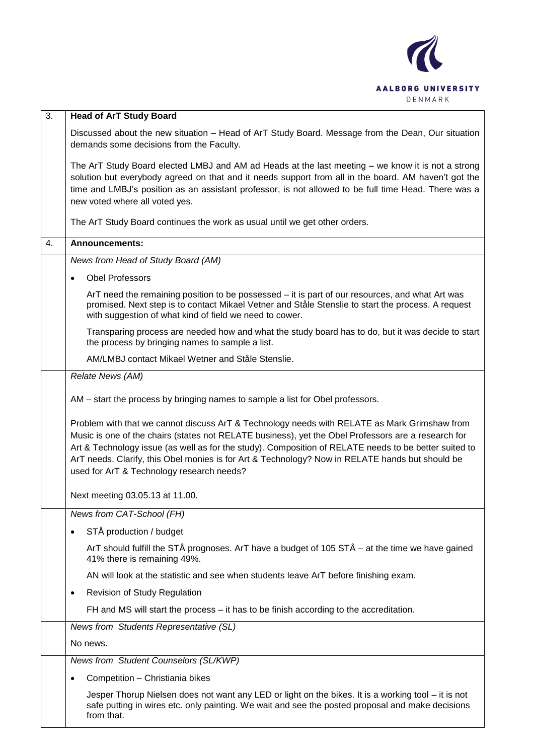| | |
|---|---|
| 3. | **Head of ArT Study Board** |
| | Discussed about the new situation – Head of ArT Study Board. Message from the Dean, Our situation demands some decisions from the Faculty. |
| | The ArT Study Board elected LMBJ and AM ad Heads at the last meeting – we know it is not a strong solution but everybody agreed on that and it needs support from all in the board. AM haven't got the time and LMBJ's position as an assistant professor, is not allowed to be full time Head. There was a new voted where all voted yes. |
| | The ArT Study Board continues the work as usual until we get other orders. |
| 4. | **Announcements:** |
| | *News from Head of Study Board (AM)* |
| | • Obel Professors |
| | ArT need the remaining position to be possessed – it is part of our resources, and what Art was promised. Next step is to contact Mikael Vetner and Ståle Stenslie to start the process. A request with suggestion of what kind of field we need to cower. |
| | Transparing process are needed how and what the study board has to do, but it was decide to start the process by bringing names to sample a list. |
| | AM/LMBJ contact Mikael Wetner and Ståle Stenslie. |
| | *Relate News (AM)* |
| | AM – start the process by bringing names to sample a list for Obel professors. |
| | Problem with that we cannot discuss ArT & Technology needs with RELATE as Mark Grimshaw from Music is one of the chairs (states not RELATE business), yet the Obel Professors are a research for Art & Technology issue (as well as for the study). Composition of RELATE needs to be better suited to ArT needs. Clarify, this Obel monies is for Art & Technology? Now in RELATE hands but should be used for ArT & Technology research needs? |
| | Next meeting 03.05.13 at 11.00. |
| | *News from CAT-School (FH)* |
| | • STÅ production / budget |
| | ArT should fulfill the STÅ prognoses. ArT have a budget of 105 STÅ – at the time we have gained 41% there is remaining 49%. |
| | AN will look at the statistic and see when students leave ArT before finishing exam. |
| | • Revision of Study Regulation |
| | FH and MS will start the process – it has to be finish according to the accreditation. |
| | *News from Students Representative (SL)* |
| | No news. |
| | *News from Student Counselors (SL/KWP)* |
| | • Competition – Christiania bikes |
| | Jesper Thorup Nielsen does not want any LED or light on the bikes. It is a working tool – it is not safe putting in wires etc. only painting. We wait and see the posted proposal and make decisions from that. |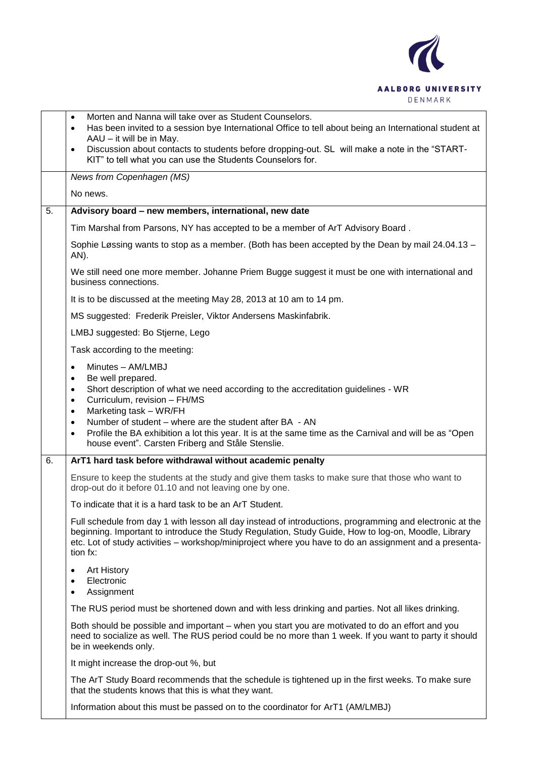|  |  |
|---|---|
|  | • Morten and Nanna will take over as Student Counselors.<br>• Has been invited to a session bye International Office to tell about being an International student at AAU – it will be in May.<br>• Discussion about contacts to students before dropping-out. SL will make a note in the "START-KIT" to tell what you can use the Students Counselors for. |
|  | *News from Copenhagen (MS)*<br><br>No news. |
| 5. | **Advisory board – new members, international, new date** |
|  | Tim Marshal from Parsons, NY has accepted to be a member of ArT Advisory Board .<br><br>Sophie Løssing wants to stop as a member. (Both has been accepted by the Dean by mail 24.04.13 – AN).<br><br>We still need one more member. Johanne Priem Bugge suggest it must be one with international and business connections.<br><br>It is to be discussed at the meeting May 28, 2013 at 10 am to 14 pm.<br><br>MS suggested: Frederik Preisler, Viktor Andersens Maskinfabrik.<br><br>LMBJ suggested: Bo Stjerne, Lego<br><br>Task according to the meeting:<br><br>• Minutes – AM/LMBJ<br>• Be well prepared.<br>• Short description of what we need according to the accreditation guidelines - WR<br>• Curriculum, revision – FH/MS<br>• Marketing task – WR/FH<br>• Number of student – where are the student after BA - AN<br>• Profile the BA exhibition a lot this year. It is at the same time as the Carnival and will be as "Open house event". Carsten Friberg and Ståle Stenslie. |
| 6. | **ArT1 hard task before withdrawal without academic penalty** |
|  | Ensure to keep the students at the study and give them tasks to make sure that those who want to drop-out do it before 01.10 and not leaving one by one.<br><br>To indicate that it is a hard task to be an ArT Student.<br><br>Full schedule from day 1 with lesson all day instead of introductions, programming and electronic at the beginning. Important to introduce the Study Regulation, Study Guide, How to log-on, Moodle, Library etc. Lot of study activities – workshop/miniproject where you have to do an assignment and a presentation fx:<br><br>• Art History<br>• Electronic<br>• Assignment<br><br>The RUS period must be shortened down and with less drinking and parties. Not all likes drinking.<br><br>Both should be possible and important – when you start you are motivated to do an effort and you need to socialize as well. The RUS period could be no more than 1 week. If you want to party it should be in weekends only.<br><br>It might increase the drop-out %, but<br><br>The ArT Study Board recommends that the schedule is tightened up in the first weeks. To make sure that the students knows that this is what they want.<br><br>Information about this must be passed on to the coordinator for ArT1 (AM/LMBJ) |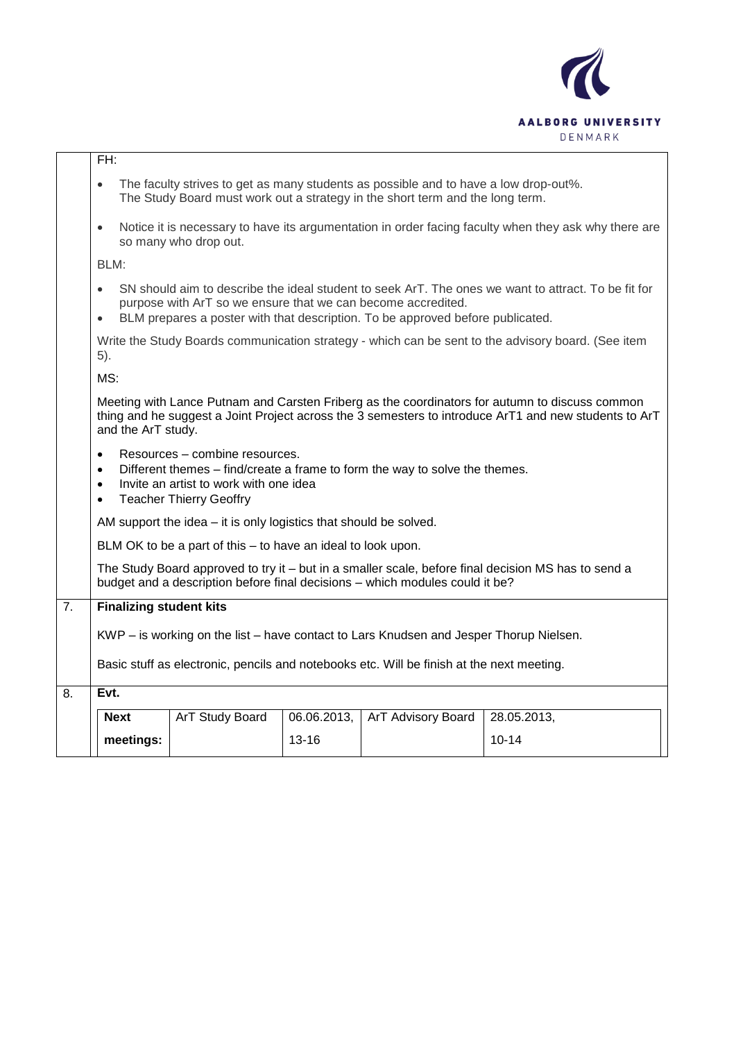FH:

- The faculty strives to get as many students as possible and to have a low drop-out%. The Study Board must work out a strategy in the short term and the long term.
- Notice it is necessary to have its argumentation in order facing faculty when they ask why there are so many who drop out.

BLM:

- SN should aim to describe the ideal student to seek ArT. The ones we want to attract. To be fit for purpose with ArT so we ensure that we can become accredited.
- BLM prepares a poster with that description. To be approved before published.

Write the Study Boards communication strategy - which can be sent to the advisory board. (See item 5).

MS:

Meeting with Lance Putnam and Carsten Friberg as the coordinators for autumn to discuss common thing and he suggest a Joint Project across the 3 semesters to introduce ArT1 and new students to ArT and the ArT study.

- Resources – combine resources.
- Different themes – find/create a frame to form the way to solve the themes.
- Invite an artist to work with one idea
- Teacher Thierry Geoffry

AM support the idea – it is only logistics that should be solved.

BLM OK to be a part of this – to have an ideal to look upon.

The Study Board approved to try it – but in a smaller scale, before final decision MS has to send a budget and a description before final decisions – which modules could it be?

**7. Finalizing student kits**

KWP – is working on the list – have contact to Lars Knudsen and Jesper Thorup Nielsen.

Basic stuff as electronic, pencils and notebooks etc. Will be finish at the next meeting.

**8. Evt.**

| | | | | |
|---|---|---|---|---|
| **Next meetings:** | ArT Study Board | 06.06.2013, 13-16 | ArT Advisory Board | 28.05.2013, 10-14 |